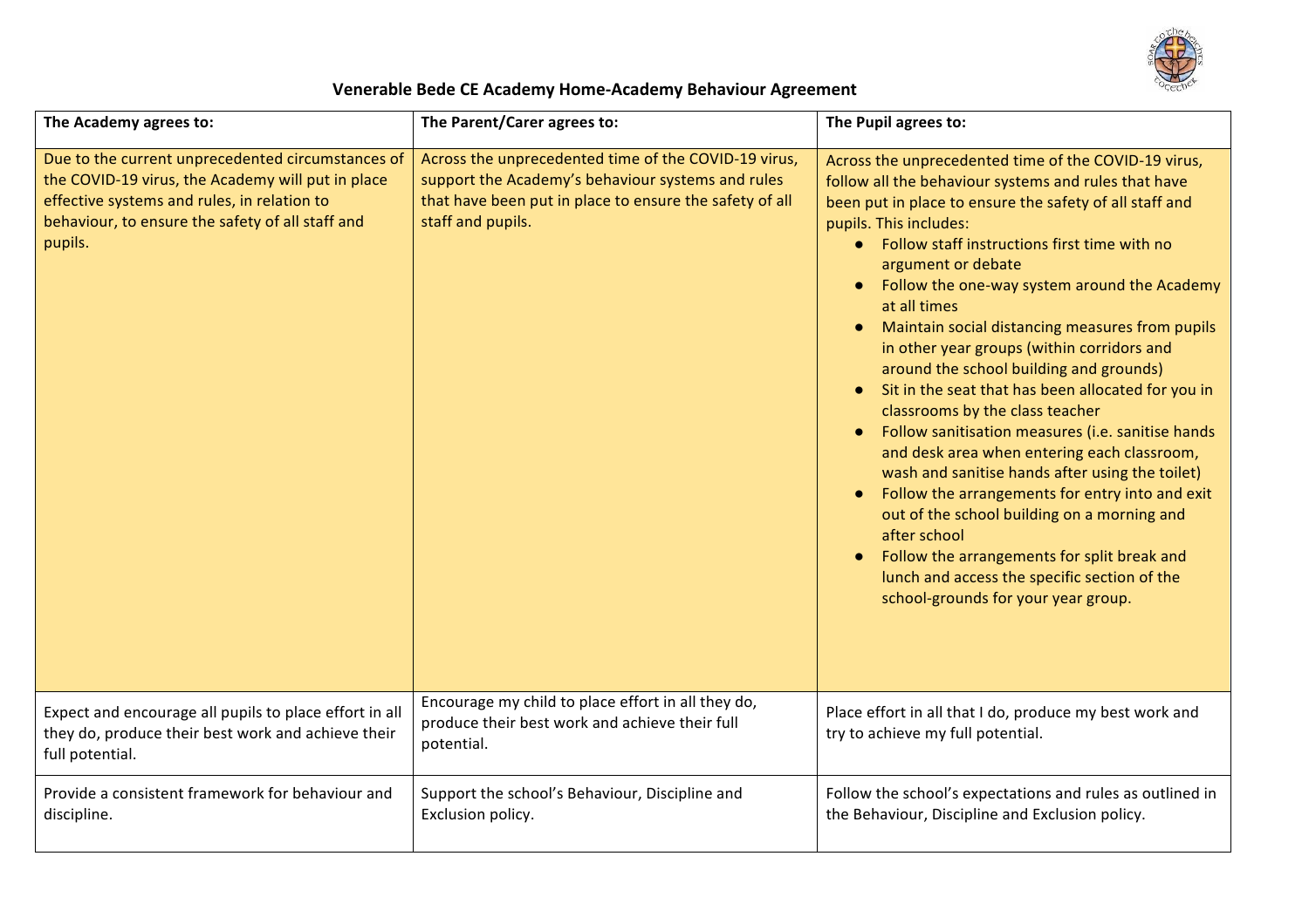## Venerable Bede CE Academy Home-Academy Behaviour Agreement

| **The Academy agrees to:** | **The Parent/Carer agrees to:** | **The Pupil agrees to:** |
| --- | --- | --- |
| Due to the current unprecedented circumstances of the COVID-19 virus, the Academy will put in place effective systems and rules, in relation to behaviour, to ensure the safety of all staff and pupils. | Across the unprecedented time of the COVID-19 virus, support the Academy's behaviour systems and rules that have been put in place to ensure the safety of all staff and pupils. | Across the unprecedented time of the COVID-19 virus, follow all the behaviour systems and rules that have been put in place to ensure the safety of all staff and pupils. This includes:<br>● Follow staff instructions first time with no argument or debate<br>● Follow the one-way system around the Academy at all times<br>● Maintain social distancing measures from pupils in other year groups (within corridors and around the school building and grounds)<br>● Sit in the seat that has been allocated for you in classrooms by the class teacher<br>● Follow sanitisation measures (i.e. sanitise hands and desk area when entering each classroom, wash and sanitise hands after using the toilet)<br>● Follow the arrangements for entry into and exit out of the school building on a morning and after school<br>● Follow the arrangements for split break and lunch and access the specific section of the school-grounds for your year group. |
| Expect and encourage all pupils to place effort in all they do, produce their best work and achieve their full potential. | Encourage my child to place effort in all they do, produce their best work and achieve their full potential. | Place effort in all that I do, produce my best work and try to achieve my full potential. |
| Provide a consistent framework for behaviour and discipline. | Support the school's Behaviour, Discipline and Exclusion policy. | Follow the school's expectations and rules as outlined in the Behaviour, Discipline and Exclusion policy. |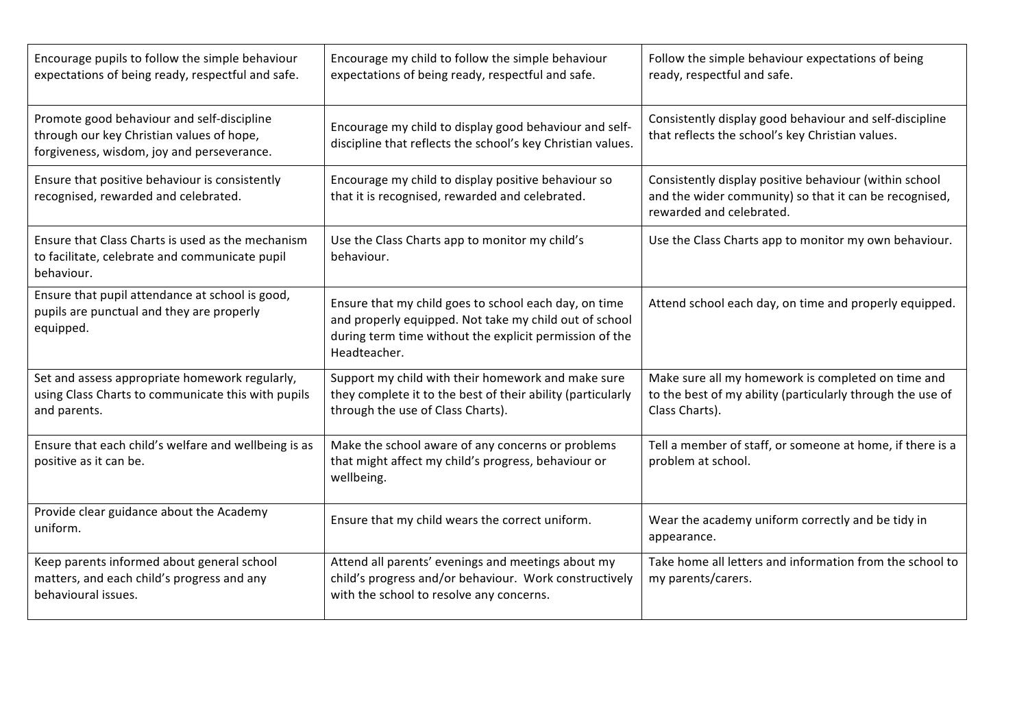| | | |
|---|---|---|
| Encourage pupils to follow the simple behaviour expectations of being ready, respectful and safe. | Encourage my child to follow the simple behaviour expectations of being ready, respectful and safe. | Follow the simple behaviour expectations of being ready, respectful and safe. |
| Promote good behaviour and self-discipline through our key Christian values of hope, forgiveness, wisdom, joy and perseverance. | Encourage my child to display good behaviour and self-discipline that reflects the school's key Christian values. | Consistently display good behaviour and self-discipline that reflects the school's key Christian values. |
| Ensure that positive behaviour is consistently recognised, rewarded and celebrated. | Encourage my child to display positive behaviour so that it is recognised, rewarded and celebrated. | Consistently display positive behaviour (within school and the wider community) so that it can be recognised, rewarded and celebrated. |
| Ensure that Class Charts is used as the mechanism to facilitate, celebrate and communicate pupil behaviour. | Use the Class Charts app to monitor my child's behaviour. | Use the Class Charts app to monitor my own behaviour. |
| Ensure that pupil attendance at school is good, pupils are punctual and they are properly equipped. | Ensure that my child goes to school each day, on time and properly equipped. Not take my child out of school during term time without the explicit permission of the Headteacher. | Attend school each day, on time and properly equipped. |
| Set and assess appropriate homework regularly, using Class Charts to communicate this with pupils and parents. | Support my child with their homework and make sure they complete it to the best of their ability (particularly through the use of Class Charts). | Make sure all my homework is completed on time and to the best of my ability (particularly through the use of Class Charts). |
| Ensure that each child's welfare and wellbeing is as positive as it can be. | Make the school aware of any concerns or problems that might affect my child's progress, behaviour or wellbeing. | Tell a member of staff, or someone at home, if there is a problem at school. |
| Provide clear guidance about the Academy uniform. | Ensure that my child wears the correct uniform. | Wear the academy uniform correctly and be tidy in appearance. |
| Keep parents informed about general school matters, and each child's progress and any behavioural issues. | Attend all parents' evenings and meetings about my child's progress and/or behaviour. Work constructively with the school to resolve any concerns. | Take home all letters and information from the school to my parents/carers. |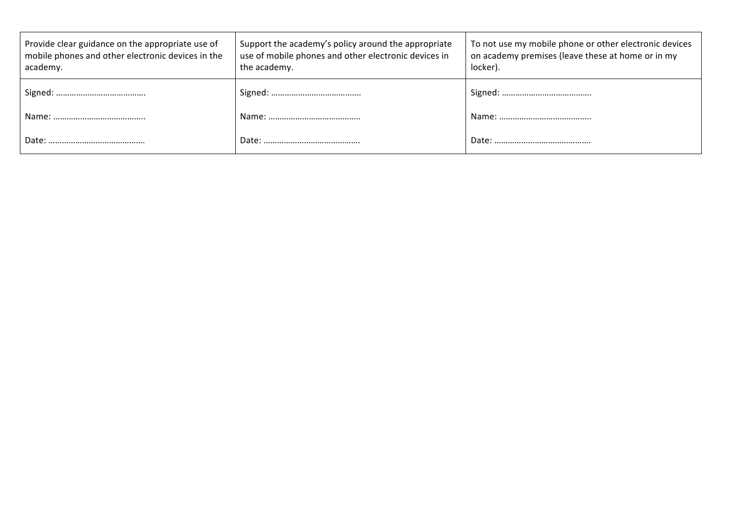| | | |
|---|---|---|
| Provide clear guidance on the appropriate use of mobile phones and other electronic devices in the academy. | Support the academy's policy around the appropriate use of mobile phones and other electronic devices in the academy. | To not use my mobile phone or other electronic devices on academy premises (leave these at home or in my locker). |
| Signed: ………………………………….<br><br>Name: …………………………………..<br><br>Date: ……………………………………. | Signed: ………………………………….<br><br>Name: …………………………………..<br><br>Date: ……………………………………. | Signed: ………………………………….<br><br>Name: …………………………………..<br><br>Date: ……………………………………. |